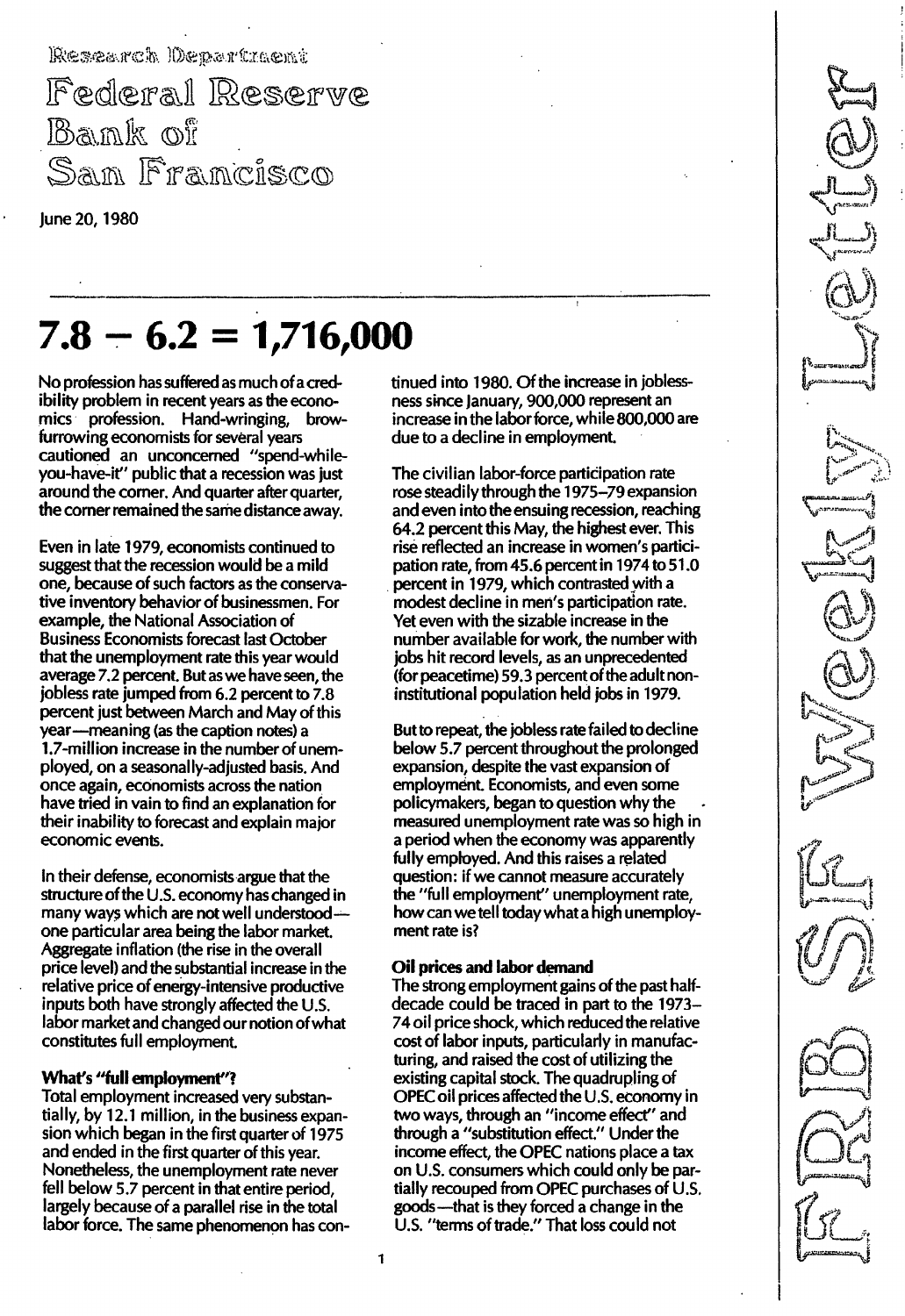Research Department

Federal Reserve Bank of San Francisco

June 20, 1980

FRB SF Weekly Letter

# 7.8 − 6.2 = 1,716,000

No profession has suffered as much of a credibility problem in recent years as the economics profession. Hand-wringing, brow-furrowing economists for several years cautioned an unconcerned "spend-while-you-have-it" public that a recession was just around the corner. And quarter after quarter, the corner remained the same distance away.

Even in late 1979, economists continued to suggest that the recession would be a mild one, because of such factors as the conservative inventory behavior of businessmen. For example, the National Association of Business Economists forecast last October that the unemployment rate this year would average 7.2 percent. But as we have seen, the jobless rate jumped from 6.2 percent to 7.8 percent just between March and May of this year—meaning (as the caption notes) a 1.7-million increase in the number of unemployed, on a seasonally-adjusted basis. And once again, economists across the nation have tried in vain to find an explanation for their inability to forecast and explain major economic events.

In their defense, economists argue that the structure of the U.S. economy has changed in many ways which are not well understood—one particular area being the labor market. Aggregate inflation (the rise in the overall price level) and the substantial increase in the relative price of energy-intensive productive inputs both have strongly affected the U.S. labor market and changed our notion of what constitutes full employment.

### What's "full employment"?

Total employment increased very substantially, by 12.1 million, in the business expansion which began in the first quarter of 1975 and ended in the first quarter of this year. Nonetheless, the unemployment rate never fell below 5.7 percent in that entire period, largely because of a parallel rise in the total labor force. The same phenomenon has continued into 1980. Of the increase in joblessness since January, 900,000 represent an increase in the labor force, while 800,000 are due to a decline in employment.

The civilian labor-force participation rate rose steadily through the 1975–79 expansion and even into the ensuing recession, reaching 64.2 percent this May, the highest ever. This rise reflected an increase in women's participation rate, from 45.6 percent in 1974 to 51.0 percent in 1979, which contrasted with a modest decline in men's participation rate. Yet even with the sizable increase in the number available for work, the number with jobs hit record levels, as an unprecedented (for peacetime) 59.3 percent of the adult non-institutional population held jobs in 1979.

But to repeat, the jobless rate failed to decline below 5.7 percent throughout the prolonged expansion, despite the vast expansion of employment. Economists, and even some policymakers, began to question why the measured unemployment rate was so high in a period when the economy was apparently fully employed. And this raises a related question: if we cannot measure accurately the "full employment" unemployment rate, how can we tell today what a high unemployment rate is?

### Oil prices and labor demand

The strong employment gains of the past half-decade could be traced in part to the 1973–74 oil price shock, which reduced the relative cost of labor inputs, particularly in manufacturing, and raised the cost of utilizing the existing capital stock. The quadrupling of OPEC oil prices affected the U.S. economy in two ways, through an "income effect" and through a "substitution effect." Under the income effect, the OPEC nations place a tax on U.S. consumers which could only be partially recouped from OPEC purchases of U.S. goods—that is they forced a change in the U.S. "terms of trade." That loss could not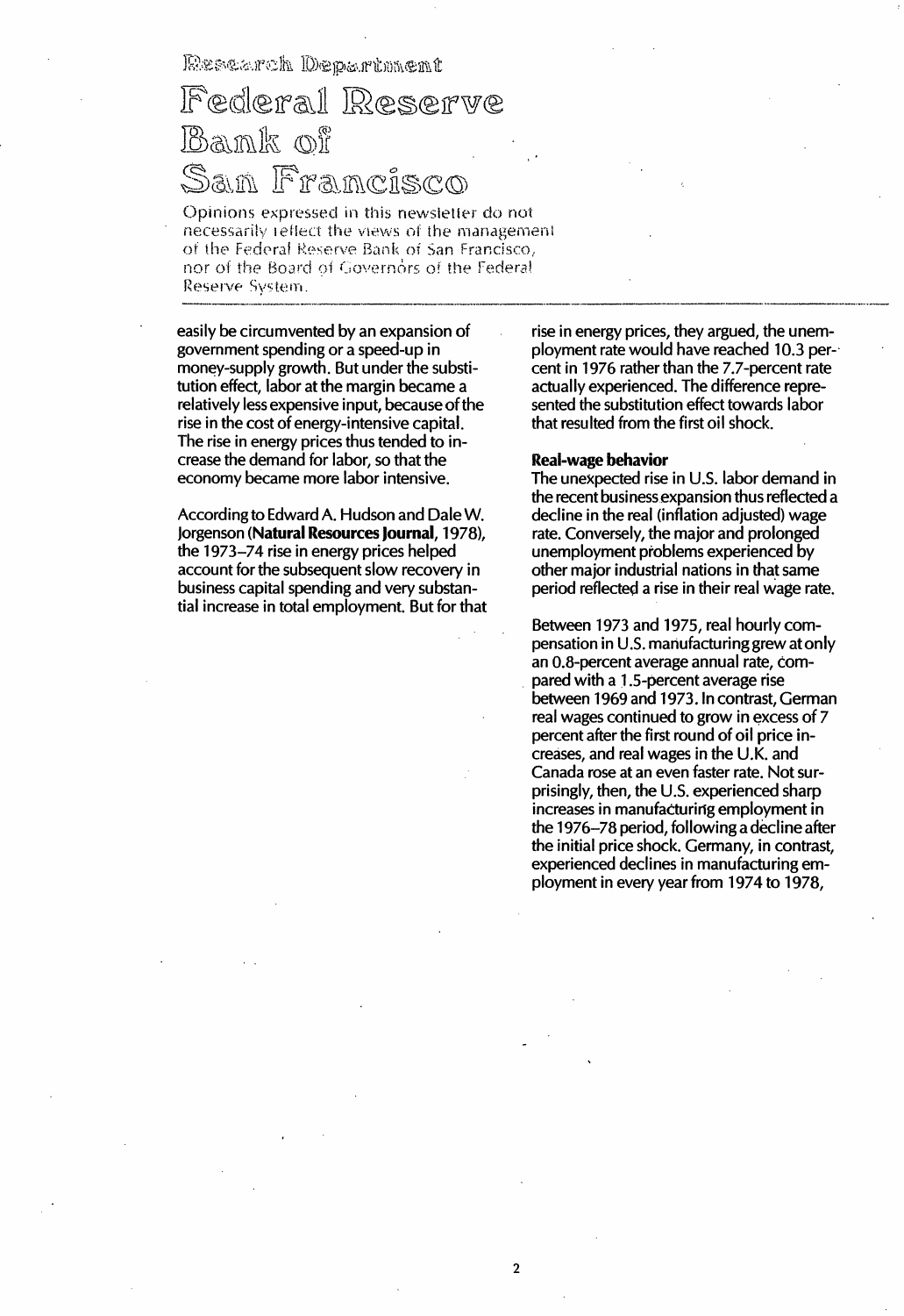easily be circumvented by an expansion of government spending or a speed-up in money-supply growth. But under the substitution effect, labor at the margin became a relatively less expensive input, because of the rise in the cost of energy-intensive capital. The rise in energy prices thus tended to increase the demand for labor, so that the economy became more labor intensive.

According to Edward A. Hudson and Dale W. Jorgenson (**Natural Resources Journal**, 1978), the 1973–74 rise in energy prices helped account for the subsequent slow recovery in business capital spending and very substantial increase in total employment. But for that rise in energy prices, they argued, the unemployment rate would have reached 10.3 percent in 1976 rather than the 7.7-percent rate actually experienced. The difference represented the substitution effect towards labor that resulted from the first oil shock.

**Real-wage behavior**

The unexpected rise in U.S. labor demand in the recent business expansion thus reflected a decline in the real (inflation adjusted) wage rate. Conversely, the major and prolonged unemployment problems experienced by other major industrial nations in that same period reflected a rise in their real wage rate.

Between 1973 and 1975, real hourly compensation in U.S. manufacturing grew at only an 0.8-percent average annual rate, compared with a 1.5-percent average rise between 1969 and 1973. In contrast, German real wages continued to grow in excess of 7 percent after the first round of oil price increases, and real wages in the U.K. and Canada rose at an even faster rate. Not surprisingly, then, the U.S. experienced sharp increases in manufacturing employment in the 1976–78 period, following a decline after the initial price shock. Germany, in contrast, experienced declines in manufacturing employment in every year from 1974 to 1978,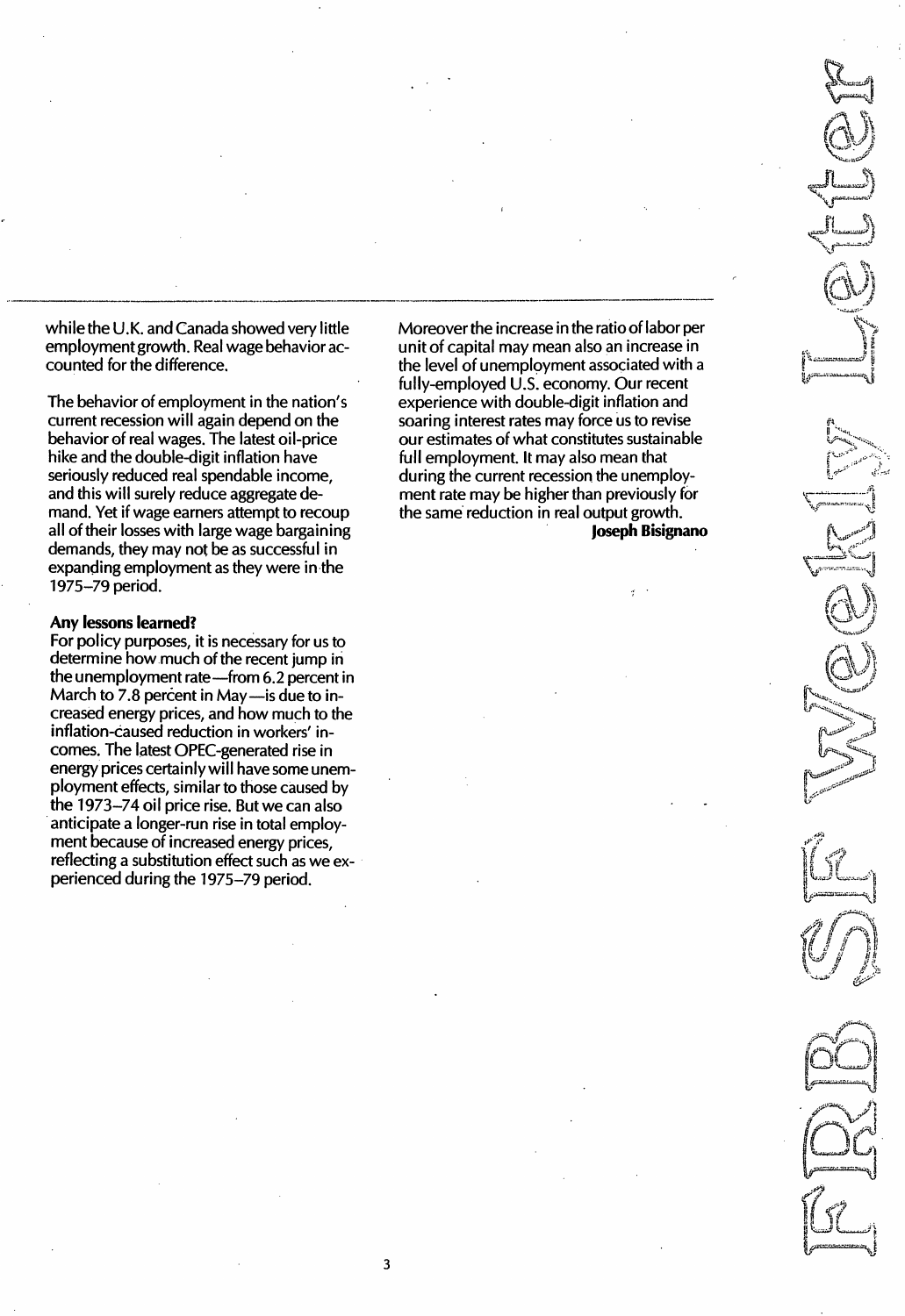while the U.K. and Canada showed very little employment growth. Real wage behavior accounted for the difference.

The behavior of employment in the nation's current recession will again depend on the behavior of real wages. The latest oil-price hike and the double-digit inflation have seriously reduced real spendable income, and this will surely reduce aggregate demand. Yet if wage earners attempt to recoup all of their losses with large wage bargaining demands, they may not be as successful in expanding employment as they were in the 1975–79 period.

**Any lessons learned?**

For policy purposes, it is necessary for us to determine how much of the recent jump in the unemployment rate—from 6.2 percent in March to 7.8 percent in May—is due to increased energy prices, and how much to the inflation-caused reduction in workers' incomes. The latest OPEC-generated rise in energy prices certainly will have some unemployment effects, similar to those caused by the 1973–74 oil price rise. But we can also anticipate a longer-run rise in total employment because of increased energy prices, reflecting a substitution effect such as we experienced during the 1975–79 period.

Moreover the increase in the ratio of labor per unit of capital may mean also an increase in the level of unemployment associated with a fully-employed U.S. economy. Our recent experience with double-digit inflation and soaring interest rates may force us to revise our estimates of what constitutes sustainable full employment. It may also mean that during the current recession the unemployment rate may be higher than previously for the same reduction in real output growth.

**Joseph Bisignano**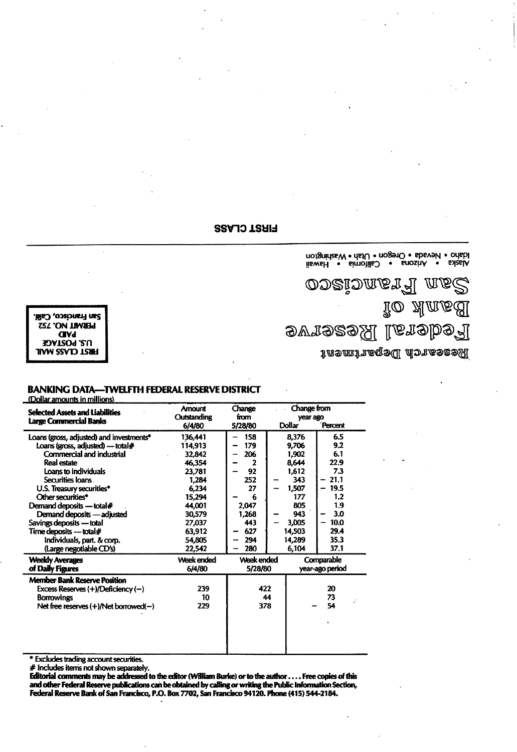FIRST CLASS

Research Department

Federal Reserve

Bank of

San Francisco

Alaska • Arizona • California • Hawaii
Idaho • Nevada • Oregon • Utah • Washington

FIRST CLASS MAIL
U.S. POSTAGE
PAID
PERMIT NO. 752
San Francisco, Calif.

## BANKING DATA—TWELFTH FEDERAL RESERVE DISTRICT

(Dollar amounts in millions)

| Selected Assets and Liabilities Large Commercial Banks | Amount Outstanding 6/4/80 | Change from 5/28/80 | Change from year ago Dollar | Percent |
|---|---|---|---|---|
| Loans (gross, adjusted) and investments* | 136,441 | − 158 | 8,376 | 6.5 |
| Loans (gross, adjusted) — total# | 114,913 | − 179 | 9,706 | 9.2 |
| Commercial and industrial | 32,842 | − 206 | 1,902 | 6.1 |
| Real estate | 46,354 | − 2 | 8,644 | 22.9 |
| Loans to individuals | 23,781 | − 92 | 1,612 | 7.3 |
| Securities loans | 1,284 | 252 | − 343 | − 21.1 |
| U.S. Treasury securities* | 6,234 | 27 | − 1,507 | − 19.5 |
| Other securities* | 15,294 | − 6 | 177 | 1.2 |
| Demand deposits — total# | 44,001 | 2,047 | 805 | 1.9 |
| Demand deposits — adjusted | 30,579 | 1,268 | − 943 | − 3.0 |
| Savings deposits — total | 27,037 | 443 | − 3,005 | − 10.0 |
| Time deposits — total# | 63,912 | − 627 | 14,503 | 29.4 |
| Individuals, part. & corp. | 54,805 | − 294 | 14,289 | 35.3 |
| (Large negotiable CD's) | 22,542 | − 280 | 6,104 | 37.1 |

| Weekly Averages of Daily Figures | Week ended 6/4/80 | Week ended 5/28/80 | Comparable year-ago period |
|---|---|---|---|
| **Member Bank Reserve Position** | | | |
| Excess Reserves (+)/Deficiency (−) | 239 | 422 | 20 |
| Borrowings | 10 | 44 | 73 |
| Net free reserves (+)/Net borrowed(−) | 229 | 378 | − 54 |

\* Excludes trading account securities.
\# Includes items not shown separately.

**Editorial comments may be addressed to the editor (William Burke) or to the author . . . . Free copies of this and other Federal Reserve publications can be obtained by calling or writing the Public Information Section, Federal Reserve Bank of San Francisco, P.O. Box 7702, San Francisco 94120. Phone (415) 544-2184.**